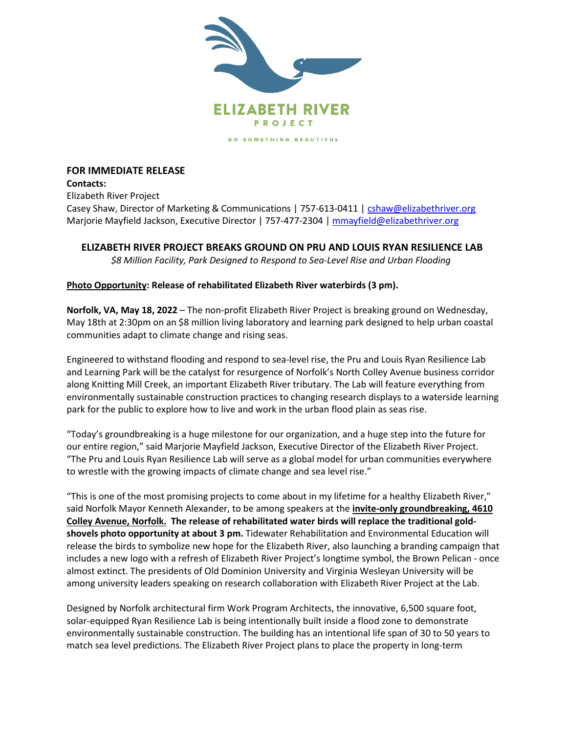ELIZABETH RIVER PROJECT

DO SOMETHING BEAUTIFUL

**FOR IMMEDIATE RELEASE**
**Contacts:**
Elizabeth River Project
Casey Shaw, Director of Marketing & Communications | 757-613-0411 | cshaw@elizabethriver.org
Marjorie Mayfield Jackson, Executive Director | 757-477-2304 | mmayfield@elizabethriver.org

## ELIZABETH RIVER PROJECT BREAKS GROUND ON PRU AND LOUIS RYAN RESILIENCE LAB

*$8 Million Facility, Park Designed to Respond to Sea-Level Rise and Urban Flooding*

**Photo Opportunity: Release of rehabilitated Elizabeth River waterbirds (3 pm).**

**Norfolk, VA, May 18, 2022** – The non-profit Elizabeth River Project is breaking ground on Wednesday, May 18th at 2:30pm on an $8 million living laboratory and learning park designed to help urban coastal communities adapt to climate change and rising seas.

Engineered to withstand flooding and respond to sea-level rise, the Pru and Louis Ryan Resilience Lab and Learning Park will be the catalyst for resurgence of Norfolk's North Colley Avenue business corridor along Knitting Mill Creek, an important Elizabeth River tributary. The Lab will feature everything from environmentally sustainable construction practices to changing research displays to a waterside learning park for the public to explore how to live and work in the urban flood plain as seas rise.

"Today's groundbreaking is a huge milestone for our organization, and a huge step into the future for our entire region," said Marjorie Mayfield Jackson, Executive Director of the Elizabeth River Project. "The Pru and Louis Ryan Resilience Lab will serve as a global model for urban communities everywhere to wrestle with the growing impacts of climate change and sea level rise."

"This is one of the most promising projects to come about in my lifetime for a healthy Elizabeth River," said Norfolk Mayor Kenneth Alexander, to be among speakers at the **invite-only groundbreaking, 4610 Colley Avenue, Norfolk. The release of rehabilitated water birds will replace the traditional gold-shovels photo opportunity at about 3 pm.** Tidewater Rehabilitation and Environmental Education will release the birds to symbolize new hope for the Elizabeth River, also launching a branding campaign that includes a new logo with a refresh of Elizabeth River Project's longtime symbol, the Brown Pelican - once almost extinct. The presidents of Old Dominion University and Virginia Wesleyan University will be among university leaders speaking on research collaboration with Elizabeth River Project at the Lab.

Designed by Norfolk architectural firm Work Program Architects, the innovative, 6,500 square foot, solar-equipped Ryan Resilience Lab is being intentionally built inside a flood zone to demonstrate environmentally sustainable construction. The building has an intentional life span of 30 to 50 years to match sea level predictions. The Elizabeth River Project plans to place the property in long-term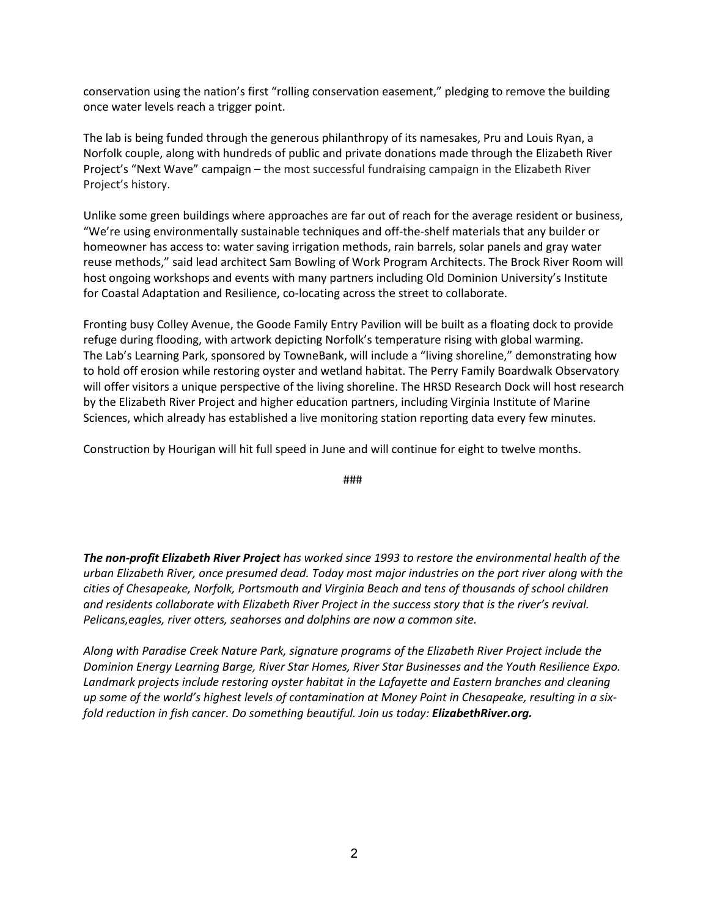conservation using the nation's first "rolling conservation easement," pledging to remove the building once water levels reach a trigger point.

The lab is being funded through the generous philanthropy of its namesakes, Pru and Louis Ryan, a Norfolk couple, along with hundreds of public and private donations made through the Elizabeth River Project's "Next Wave" campaign – the most successful fundraising campaign in the Elizabeth River Project's history.

Unlike some green buildings where approaches are far out of reach for the average resident or business, "We're using environmentally sustainable techniques and off-the-shelf materials that any builder or homeowner has access to: water saving irrigation methods, rain barrels, solar panels and gray water reuse methods," said lead architect Sam Bowling of Work Program Architects. The Brock River Room will host ongoing workshops and events with many partners including Old Dominion University's Institute for Coastal Adaptation and Resilience, co-locating across the street to collaborate.

Fronting busy Colley Avenue, the Goode Family Entry Pavilion will be built as a floating dock to provide refuge during flooding, with artwork depicting Norfolk's temperature rising with global warming. The Lab's Learning Park, sponsored by TowneBank, will include a "living shoreline," demonstrating how to hold off erosion while restoring oyster and wetland habitat. The Perry Family Boardwalk Observatory will offer visitors a unique perspective of the living shoreline. The HRSD Research Dock will host research by the Elizabeth River Project and higher education partners, including Virginia Institute of Marine Sciences, which already has established a live monitoring station reporting data every few minutes.

Construction by Hourigan will hit full speed in June and will continue for eight to twelve months.

###

***The non-profit Elizabeth River Project** has worked since 1993 to restore the environmental health of the urban Elizabeth River, once presumed dead. Today most major industries on the port river along with the cities of Chesapeake, Norfolk, Portsmouth and Virginia Beach and tens of thousands of school children and residents collaborate with Elizabeth River Project in the success story that is the river's revival. Pelicans,eagles, river otters, seahorses and dolphins are now a common site.*

*Along with Paradise Creek Nature Park, signature programs of the Elizabeth River Project include the Dominion Energy Learning Barge, River Star Homes, River Star Businesses and the Youth Resilience Expo. Landmark projects include restoring oyster habitat in the Lafayette and Eastern branches and cleaning up some of the world's highest levels of contamination at Money Point in Chesapeake, resulting in a six-fold reduction in fish cancer. Do something beautiful. Join us today: **ElizabethRiver.org.***